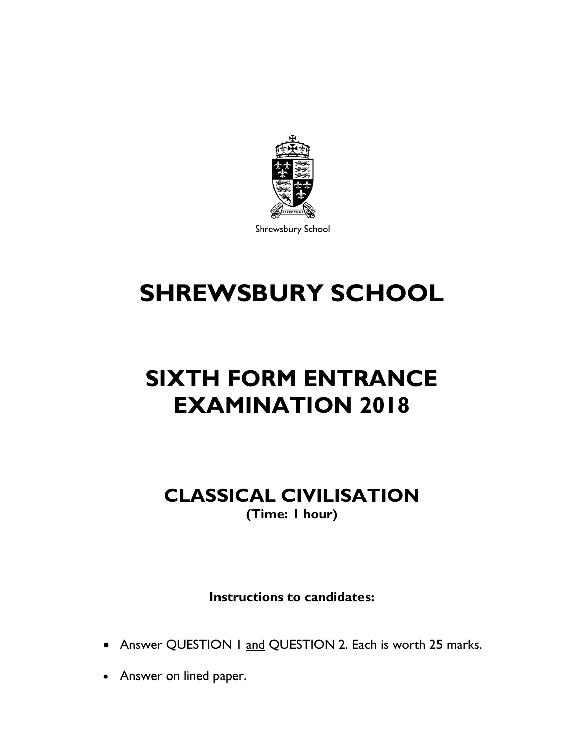Shrewsbury School

# SHREWSBURY SCHOOL

# SIXTH FORM ENTRANCE EXAMINATION 2018

## CLASSICAL CIVILISATION

**(Time: 1 hour)**

**Instructions to candidates:**

- Answer QUESTION 1 and QUESTION 2. Each is worth 25 marks.
- Answer on lined paper.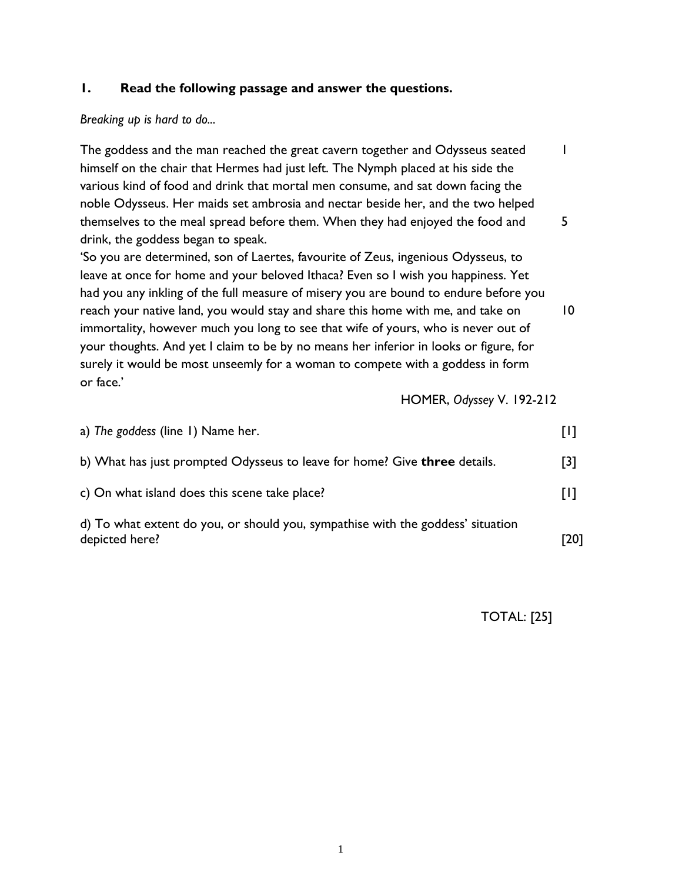## 1. Read the following passage and answer the questions.

*Breaking up is hard to do...*

The goddess and the man reached the great cavern together and Odysseus seated himself on the chair that Hermes had just left. The Nymph placed at his side the various kind of food and drink that mortal men consume, and sat down facing the noble Odysseus. Her maids set ambrosia and nectar beside her, and the two helped themselves to the meal spread before them. When they had enjoyed the food and drink, the goddess began to speak. (lines 1–5)

'So you are determined, son of Laertes, favourite of Zeus, ingenious Odysseus, to leave at once for home and your beloved Ithaca? Even so I wish you happiness. Yet had you any inkling of the full measure of misery you are bound to endure before you reach your native land, you would stay and share this home with me, and take on immortality, however much you long to see that wife of yours, who is never out of your thoughts. And yet I claim to be by no means her inferior in looks or figure, for surely it would be most unseemly for a woman to compete with a goddess in form or face.' (line 10)

HOMER, *Odyssey* V. 192-212

a) *The goddess* (line 1) Name her. [1]

b) What has just prompted Odysseus to leave for home? Give **three** details. [3]

c) On what island does this scene take place? [1]

d) To what extent do you, or should you, sympathise with the goddess' situation depicted here? [20]

TOTAL: [25]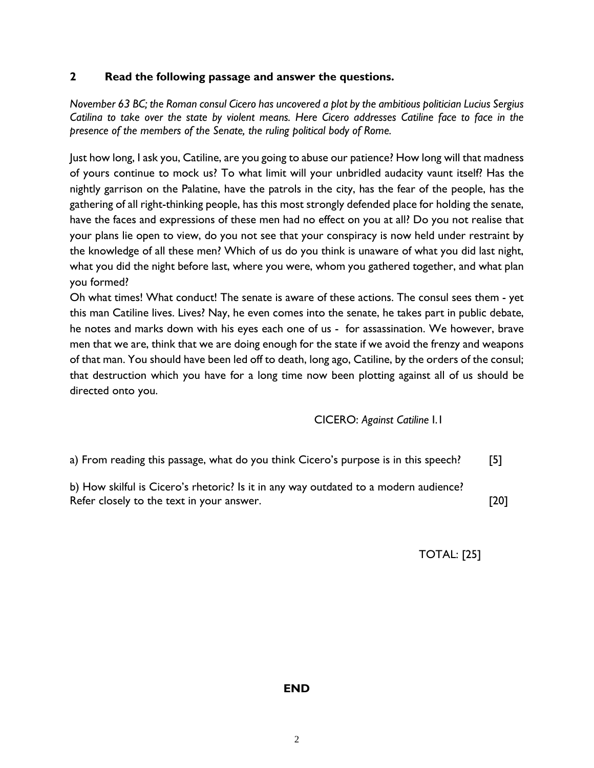## 2 Read the following passage and answer the questions.

*November 63 BC; the Roman consul Cicero has uncovered a plot by the ambitious politician Lucius Sergius Catilina to take over the state by violent means. Here Cicero addresses Catiline face to face in the presence of the members of the Senate, the ruling political body of Rome.*

Just how long, I ask you, Catiline, are you going to abuse our patience? How long will that madness of yours continue to mock us? To what limit will your unbridled audacity vaunt itself? Has the nightly garrison on the Palatine, have the patrols in the city, has the fear of the people, has the gathering of all right-thinking people, has this most strongly defended place for holding the senate, have the faces and expressions of these men had no effect on you at all? Do you not realise that your plans lie open to view, do you not see that your conspiracy is now held under restraint by the knowledge of all these men? Which of us do you think is unaware of what you did last night, what you did the night before last, where you were, whom you gathered together, and what plan you formed?

Oh what times! What conduct! The senate is aware of these actions. The consul sees them - yet this man Catiline lives. Lives? Nay, he even comes into the senate, he takes part in public debate, he notes and marks down with his eyes each one of us - for assassination. We however, brave men that we are, think that we are doing enough for the state if we avoid the frenzy and weapons of that man. You should have been led off to death, long ago, Catiline, by the orders of the consul; that destruction which you have for a long time now been plotting against all of us should be directed onto you.

CICERO: *Against Catiline* I.1

a) From reading this passage, what do you think Cicero's purpose is in this speech? [5]

b) How skilful is Cicero's rhetoric? Is it in any way outdated to a modern audience? Refer closely to the text in your answer. [20]

TOTAL: [25]

**END**